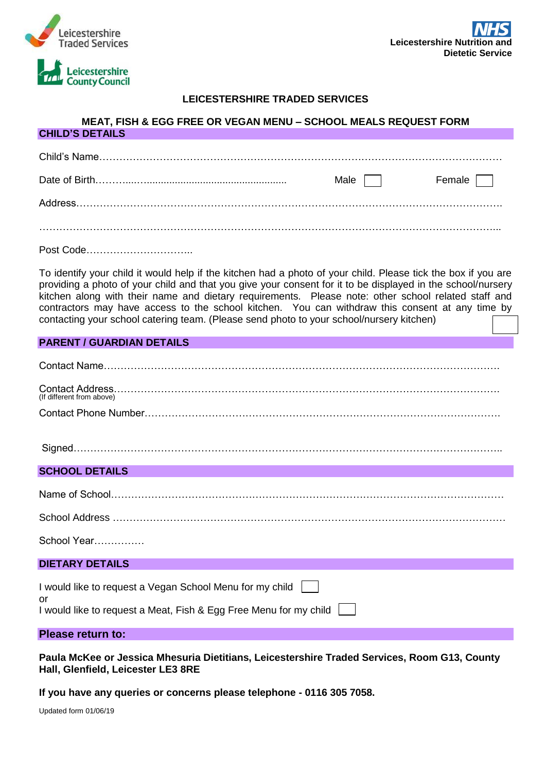Leicestershire Traded Services

Leicestershire County Council

NHS
**Leicestershire Nutrition and Dietetic Service**

## LEICESTERSHIRE TRADED SERVICES

## MEAT, FISH & EGG FREE OR VEGAN MENU – SCHOOL MEALS REQUEST FORM

### CHILD'S DETAILS

Child's Name…………………………………………………………………………………………………………

Date of Birth………...................................................... Male ☐ Female ☐

Address………………………………………………………………………………………………………………

………………………………………………………………………………………………………………………...

Post Code…………………………..

To identify your child it would help if the kitchen had a photo of your child. Please tick the box if you are providing a photo of your child and that you give your consent for it to be displayed in the school/nursery kitchen along with their name and dietary requirements. Please note: other school related staff and contractors may have access to the school kitchen. You can withdraw this consent at any time by contacting your school catering team. (Please send photo to your school/nursery kitchen) ☐

### PARENT / GUARDIAN DETAILS

Contact Name………………………………………………………………………………………………………

Contact Address……………………………………………………………………………………………………
(If different from above)

Contact Phone Number……………………………………………………………………………………………

Signed…………………………………………………………………………………………………………………..

### SCHOOL DETAILS

Name of School……………………………………………………………………………………………………

School Address ……………………………………………………………………………………………………

School Year……………

### DIETARY DETAILS

I would like to request a Vegan School Menu for my child ☐
or
I would like to request a Meat, Fish & Egg Free Menu for my child ☐

### Please return to:

**Paula McKee or Jessica Mhesuria Dietitians, Leicestershire Traded Services, Room G13, County Hall, Glenfield, Leicester LE3 8RE**

**If you have any queries or concerns please telephone - 0116 305 7058.**

Updated form 01/06/19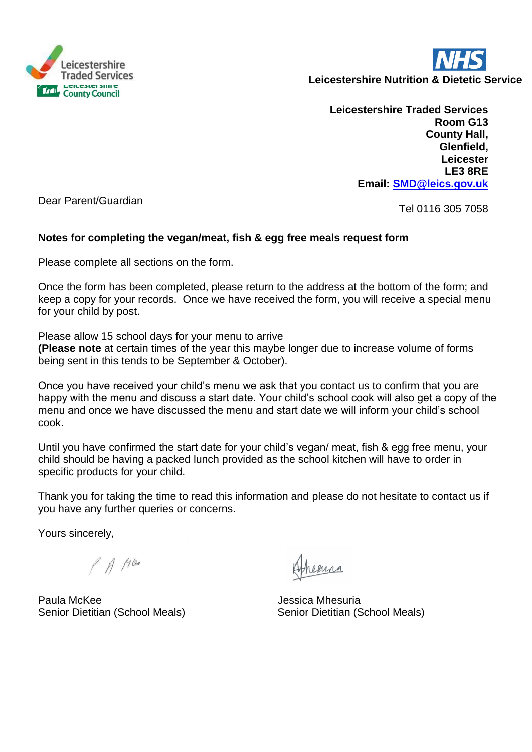Leicestershire Traded Services
Leicestershire County Council

NHS
**Leicestershire Nutrition & Dietetic Service**

**Leicestershire Traded Services**
**Room G13**
**County Hall,**
**Glenfield,**
**Leicester**
**LE3 8RE**
**Email: SMD@leics.gov.uk**

Tel 0116 305 7058

Dear Parent/Guardian

**Notes for completing the vegan/meat, fish & egg free meals request form**

Please complete all sections on the form.

Once the form has been completed, please return to the address at the bottom of the form; and keep a copy for your records. Once we have received the form, you will receive a special menu for your child by post.

Please allow 15 school days for your menu to arrive
**(Please note** at certain times of the year this maybe longer due to increase volume of forms being sent in this tends to be September & October).

Once you have received your child's menu we ask that you contact us to confirm that you are happy with the menu and discuss a start date. Your child's school cook will also get a copy of the menu and once we have discussed the menu and start date we will inform your child's school cook.

Until you have confirmed the start date for your child's vegan/ meat, fish & egg free menu, your child should be having a packed lunch provided as the school kitchen will have to order in specific products for your child.

Thank you for taking the time to read this information and please do not hesitate to contact us if you have any further queries or concerns.

Yours sincerely,

Paula McKee
Senior Dietitian (School Meals)

Jessica Mhesuria
Senior Dietitian (School Meals)